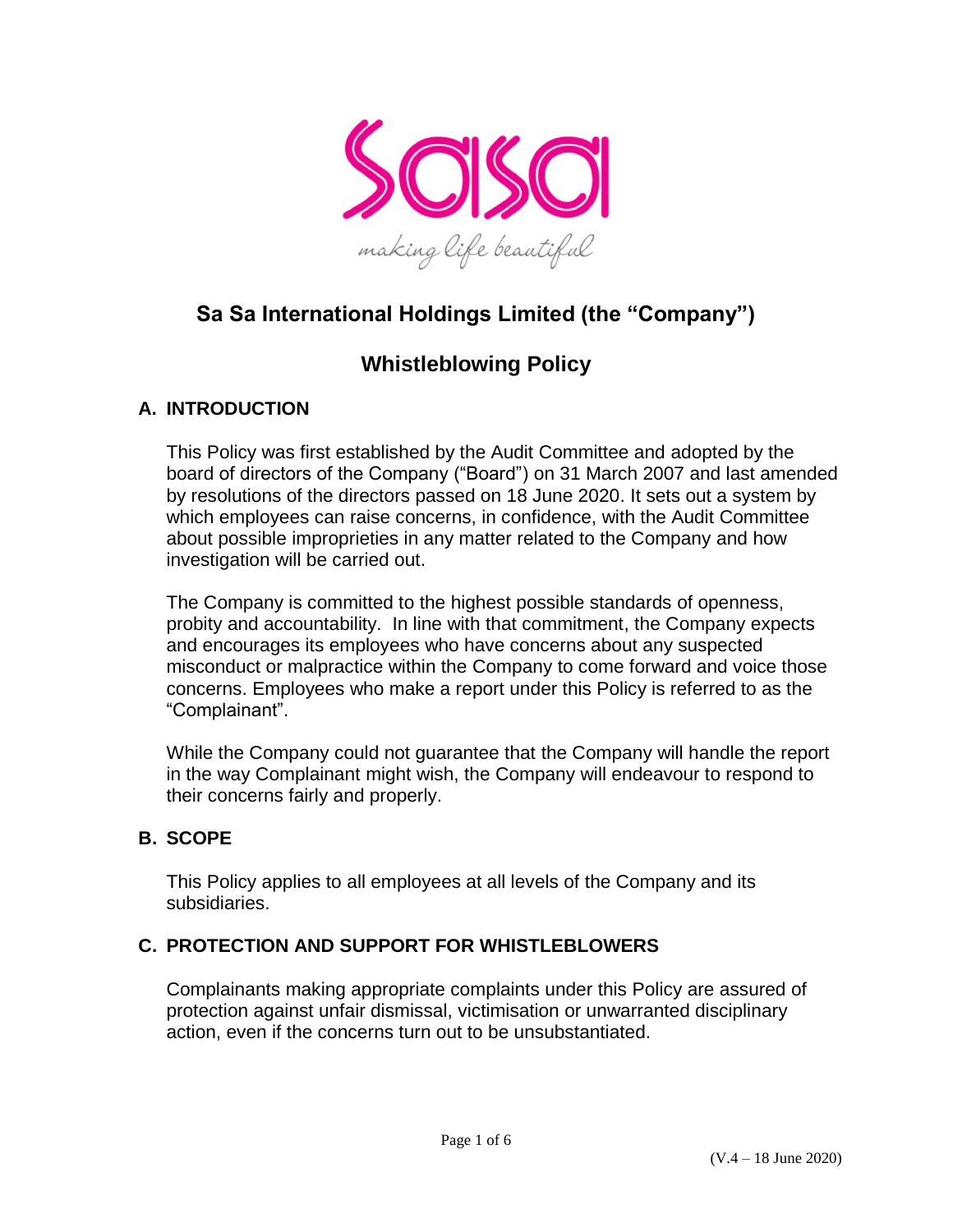# Sa Sa International Holdings Limited (the "Company")

## Whistleblowing Policy

### A. INTRODUCTION

This Policy was first established by the Audit Committee and adopted by the board of directors of the Company ("Board") on 31 March 2007 and last amended by resolutions of the directors passed on 18 June 2020. It sets out a system by which employees can raise concerns, in confidence, with the Audit Committee about possible improprieties in any matter related to the Company and how investigation will be carried out.

The Company is committed to the highest possible standards of openness, probity and accountability. In line with that commitment, the Company expects and encourages its employees who have concerns about any suspected misconduct or malpractice within the Company to come forward and voice those concerns. Employees who make a report under this Policy is referred to as the "Complainant".

While the Company could not guarantee that the Company will handle the report in the way Complainant might wish, the Company will endeavour to respond to their concerns fairly and properly.

### B. SCOPE

This Policy applies to all employees at all levels of the Company and its subsidiaries.

### C. PROTECTION AND SUPPORT FOR WHISTLEBLOWERS

Complainants making appropriate complaints under this Policy are assured of protection against unfair dismissal, victimisation or unwarranted disciplinary action, even if the concerns turn out to be unsubstantiated.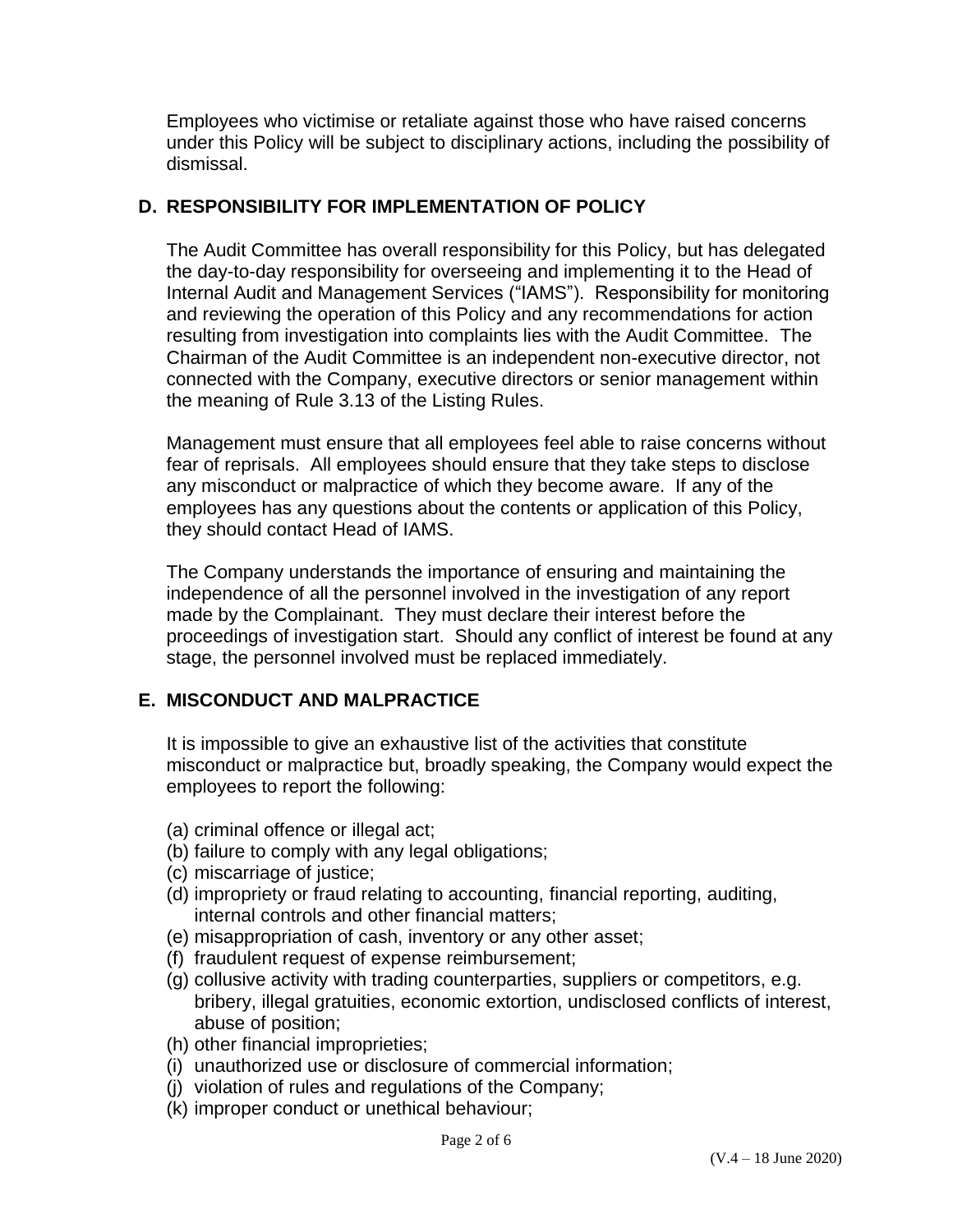Employees who victimise or retaliate against those who have raised concerns under this Policy will be subject to disciplinary actions, including the possibility of dismissal.

## D. RESPONSIBILITY FOR IMPLEMENTATION OF POLICY

The Audit Committee has overall responsibility for this Policy, but has delegated the day-to-day responsibility for overseeing and implementing it to the Head of Internal Audit and Management Services ("IAMS"). Responsibility for monitoring and reviewing the operation of this Policy and any recommendations for action resulting from investigation into complaints lies with the Audit Committee. The Chairman of the Audit Committee is an independent non-executive director, not connected with the Company, executive directors or senior management within the meaning of Rule 3.13 of the Listing Rules.

Management must ensure that all employees feel able to raise concerns without fear of reprisals. All employees should ensure that they take steps to disclose any misconduct or malpractice of which they become aware. If any of the employees has any questions about the contents or application of this Policy, they should contact Head of IAMS.

The Company understands the importance of ensuring and maintaining the independence of all the personnel involved in the investigation of any report made by the Complainant. They must declare their interest before the proceedings of investigation start. Should any conflict of interest be found at any stage, the personnel involved must be replaced immediately.

## E. MISCONDUCT AND MALPRACTICE

It is impossible to give an exhaustive list of the activities that constitute misconduct or malpractice but, broadly speaking, the Company would expect the employees to report the following:

(a) criminal offence or illegal act;
(b) failure to comply with any legal obligations;
(c) miscarriage of justice;
(d) impropriety or fraud relating to accounting, financial reporting, auditing, internal controls and other financial matters;
(e) misappropriation of cash, inventory or any other asset;
(f) fraudulent request of expense reimbursement;
(g) collusive activity with trading counterparties, suppliers or competitors, e.g. bribery, illegal gratuities, economic extortion, undisclosed conflicts of interest, abuse of position;
(h) other financial improprieties;
(i) unauthorized use or disclosure of commercial information;
(j) violation of rules and regulations of the Company;
(k) improper conduct or unethical behaviour;

(V.4 – 18 June 2020)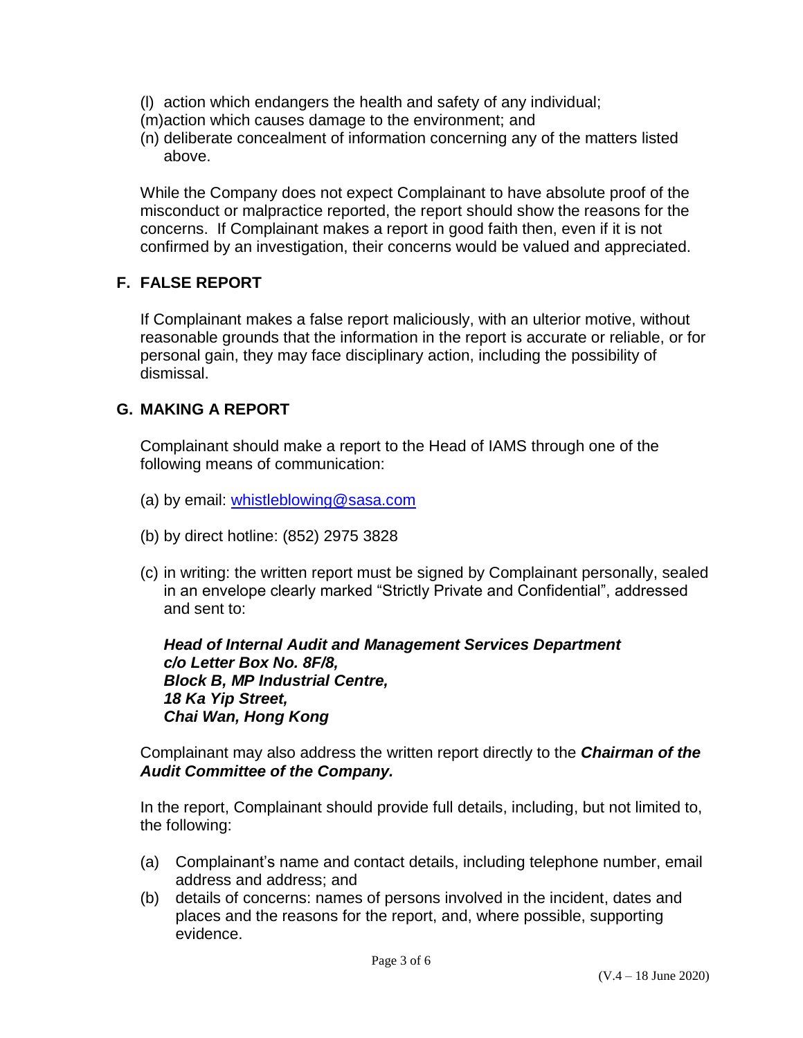(l) action which endangers the health and safety of any individual;
(m) action which causes damage to the environment; and
(n) deliberate concealment of information concerning any of the matters listed above.

While the Company does not expect Complainant to have absolute proof of the misconduct or malpractice reported, the report should show the reasons for the concerns. If Complainant makes a report in good faith then, even if it is not confirmed by an investigation, their concerns would be valued and appreciated.

## F. FALSE REPORT

If Complainant makes a false report maliciously, with an ulterior motive, without reasonable grounds that the information in the report is accurate or reliable, or for personal gain, they may face disciplinary action, including the possibility of dismissal.

## G. MAKING A REPORT

Complainant should make a report to the Head of IAMS through one of the following means of communication:

(a) by email: whistleblowing@sasa.com

(b) by direct hotline: (852) 2975 3828

(c) in writing: the written report must be signed by Complainant personally, sealed in an envelope clearly marked "Strictly Private and Confidential", addressed and sent to:

***Head of Internal Audit and Management Services Department***
***c/o Letter Box No. 8F/8,***
***Block B, MP Industrial Centre,***
***18 Ka Yip Street,***
***Chai Wan, Hong Kong***

Complainant may also address the written report directly to the ***Chairman of the Audit Committee of the Company.***

In the report, Complainant should provide full details, including, but not limited to, the following:

(a) Complainant's name and contact details, including telephone number, email address and address; and
(b) details of concerns: names of persons involved in the incident, dates and places and the reasons for the report, and, where possible, supporting evidence.

(V.4 – 18 June 2020)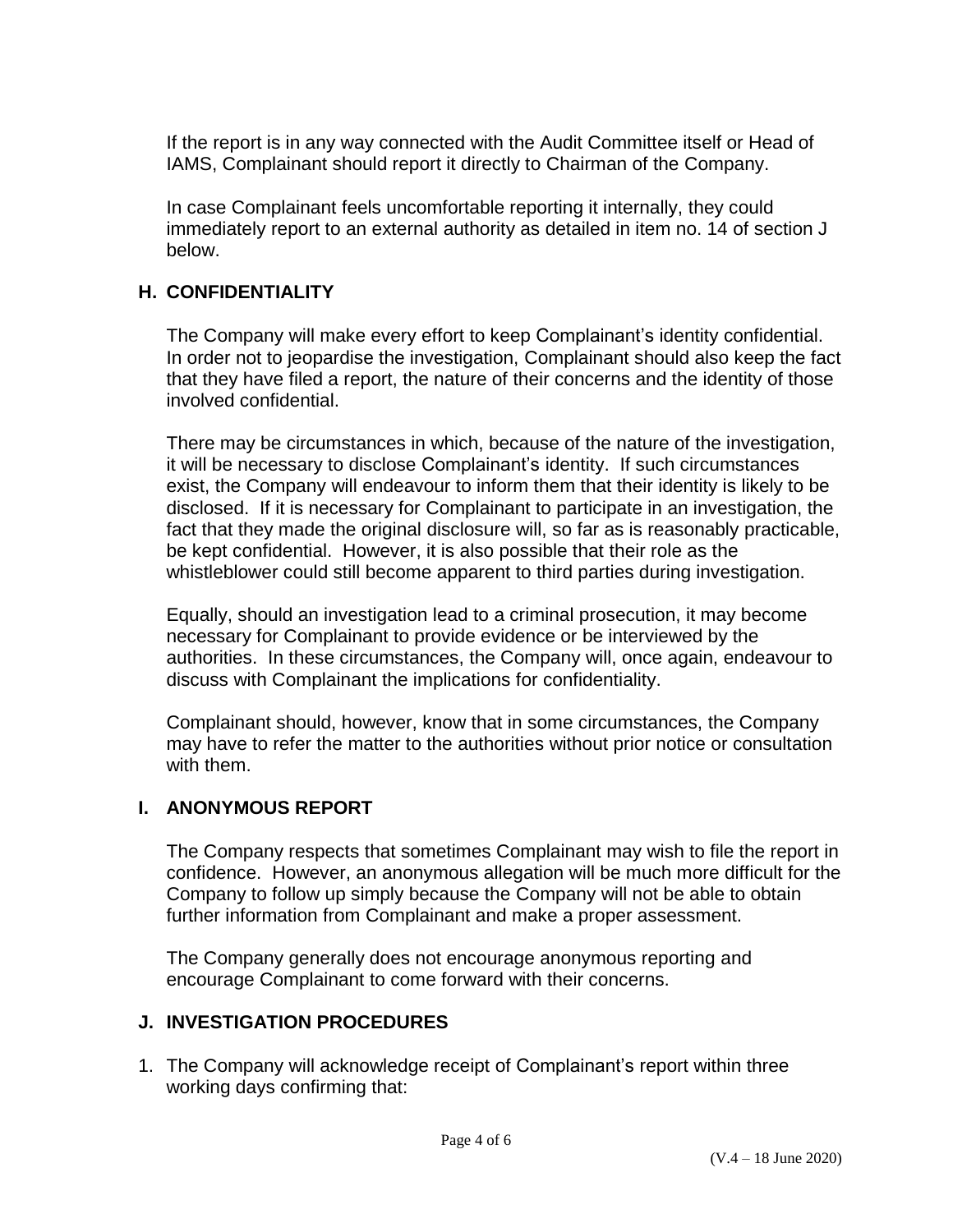If the report is in any way connected with the Audit Committee itself or Head of IAMS, Complainant should report it directly to Chairman of the Company.

In case Complainant feels uncomfortable reporting it internally, they could immediately report to an external authority as detailed in item no. 14 of section J below.

## H. CONFIDENTIALITY

The Company will make every effort to keep Complainant's identity confidential. In order not to jeopardise the investigation, Complainant should also keep the fact that they have filed a report, the nature of their concerns and the identity of those involved confidential.

There may be circumstances in which, because of the nature of the investigation, it will be necessary to disclose Complainant's identity. If such circumstances exist, the Company will endeavour to inform them that their identity is likely to be disclosed. If it is necessary for Complainant to participate in an investigation, the fact that they made the original disclosure will, so far as is reasonably practicable, be kept confidential. However, it is also possible that their role as the whistleblower could still become apparent to third parties during investigation.

Equally, should an investigation lead to a criminal prosecution, it may become necessary for Complainant to provide evidence or be interviewed by the authorities. In these circumstances, the Company will, once again, endeavour to discuss with Complainant the implications for confidentiality.

Complainant should, however, know that in some circumstances, the Company may have to refer the matter to the authorities without prior notice or consultation with them.

## I. ANONYMOUS REPORT

The Company respects that sometimes Complainant may wish to file the report in confidence. However, an anonymous allegation will be much more difficult for the Company to follow up simply because the Company will not be able to obtain further information from Complainant and make a proper assessment.

The Company generally does not encourage anonymous reporting and encourage Complainant to come forward with their concerns.

## J. INVESTIGATION PROCEDURES

1. The Company will acknowledge receipt of Complainant's report within three working days confirming that:

(V.4 – 18 June 2020)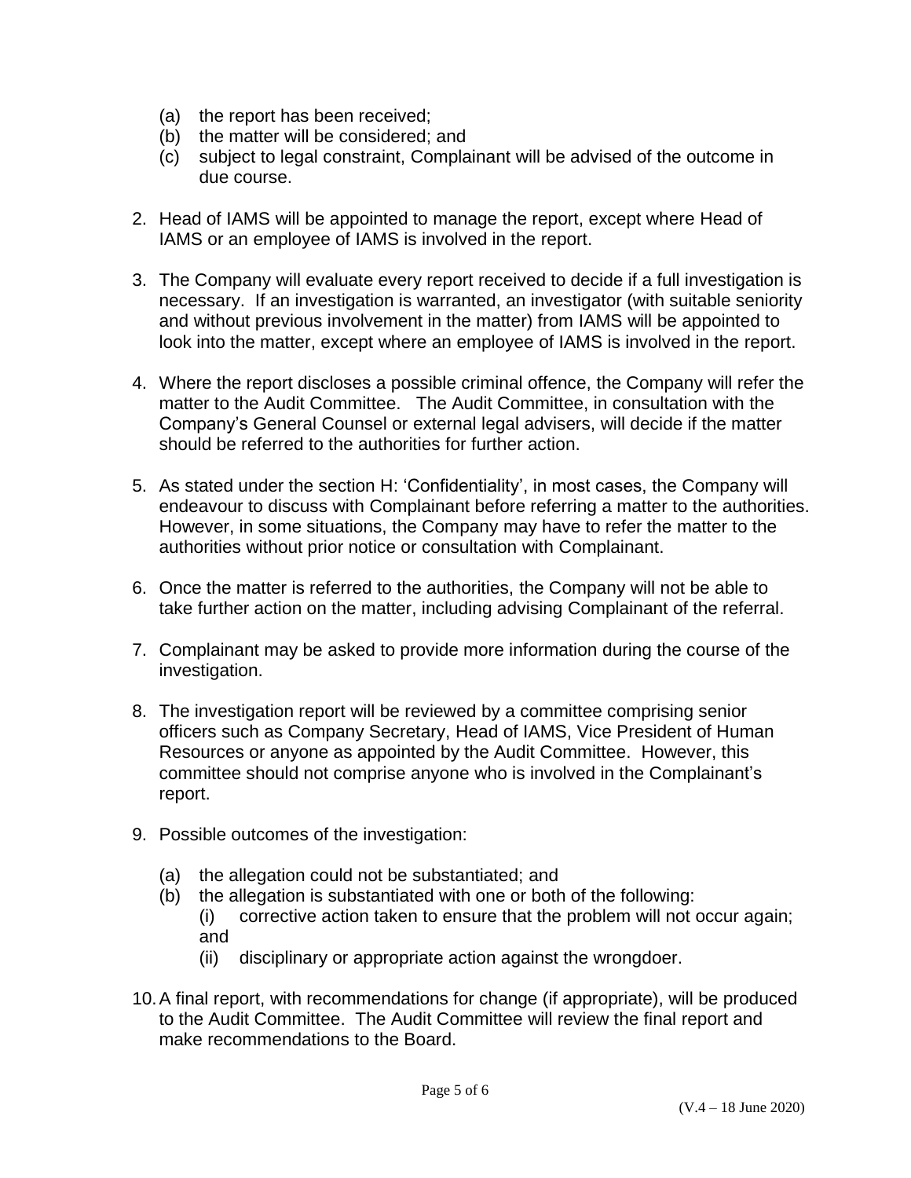(a) the report has been received;
(b) the matter will be considered; and
(c) subject to legal constraint, Complainant will be advised of the outcome in due course.

2. Head of IAMS will be appointed to manage the report, except where Head of IAMS or an employee of IAMS is involved in the report.

3. The Company will evaluate every report received to decide if a full investigation is necessary. If an investigation is warranted, an investigator (with suitable seniority and without previous involvement in the matter) from IAMS will be appointed to look into the matter, except where an employee of IAMS is involved in the report.

4. Where the report discloses a possible criminal offence, the Company will refer the matter to the Audit Committee. The Audit Committee, in consultation with the Company's General Counsel or external legal advisers, will decide if the matter should be referred to the authorities for further action.

5. As stated under the section H: 'Confidentiality', in most cases, the Company will endeavour to discuss with Complainant before referring a matter to the authorities. However, in some situations, the Company may have to refer the matter to the authorities without prior notice or consultation with Complainant.

6. Once the matter is referred to the authorities, the Company will not be able to take further action on the matter, including advising Complainant of the referral.

7. Complainant may be asked to provide more information during the course of the investigation.

8. The investigation report will be reviewed by a committee comprising senior officers such as Company Secretary, Head of IAMS, Vice President of Human Resources or anyone as appointed by the Audit Committee. However, this committee should not comprise anyone who is involved in the Complainant's report.

9. Possible outcomes of the investigation:

   (a) the allegation could not be substantiated; and
   (b) the allegation is substantiated with one or both of the following:
      (i) corrective action taken to ensure that the problem will not occur again; and
      (ii) disciplinary or appropriate action against the wrongdoer.

10. A final report, with recommendations for change (if appropriate), will be produced to the Audit Committee. The Audit Committee will review the final report and make recommendations to the Board.

(V.4 – 18 June 2020)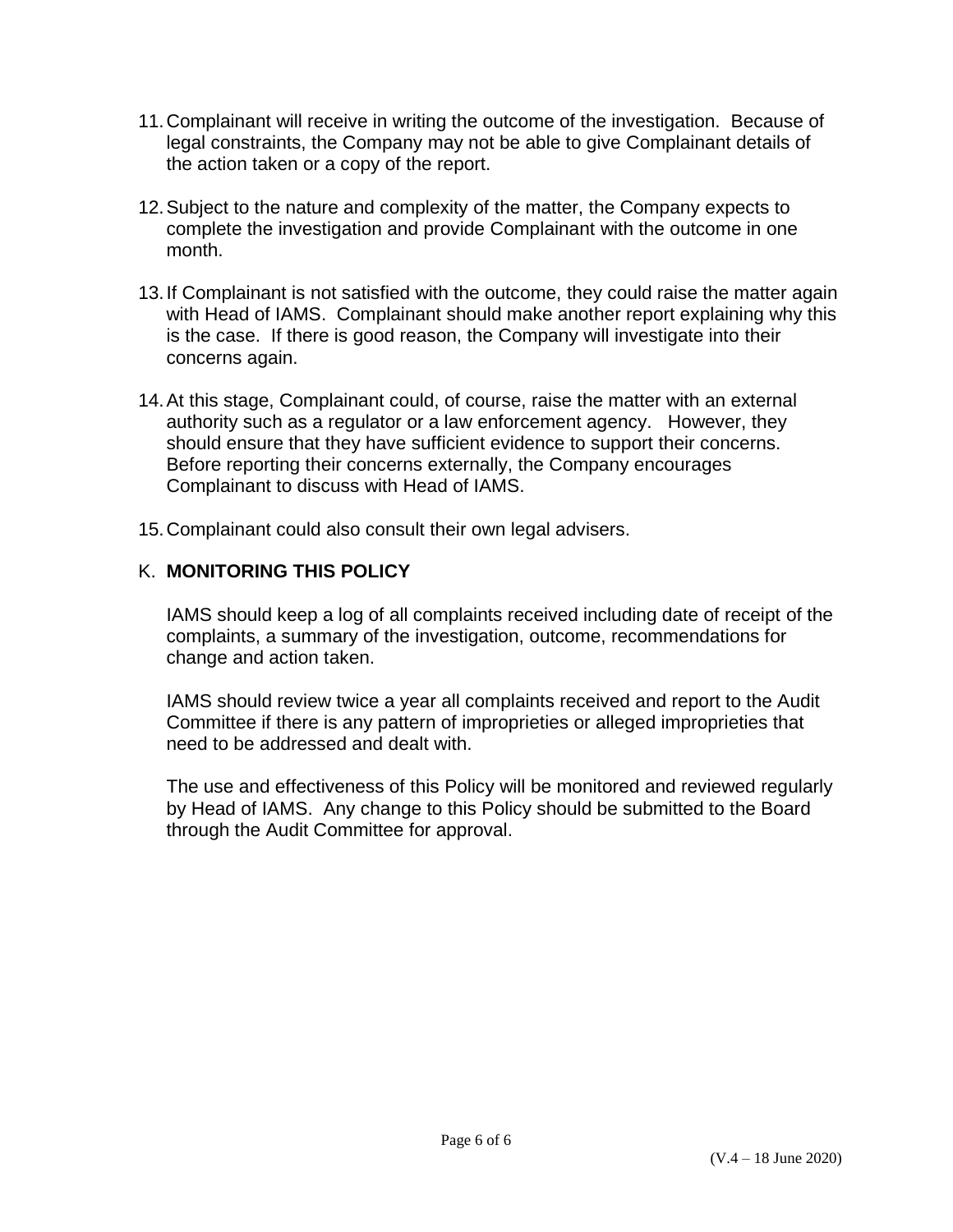11. Complainant will receive in writing the outcome of the investigation. Because of legal constraints, the Company may not be able to give Complainant details of the action taken or a copy of the report.

12. Subject to the nature and complexity of the matter, the Company expects to complete the investigation and provide Complainant with the outcome in one month.

13. If Complainant is not satisfied with the outcome, they could raise the matter again with Head of IAMS. Complainant should make another report explaining why this is the case. If there is good reason, the Company will investigate into their concerns again.

14. At this stage, Complainant could, of course, raise the matter with an external authority such as a regulator or a law enforcement agency. However, they should ensure that they have sufficient evidence to support their concerns. Before reporting their concerns externally, the Company encourages Complainant to discuss with Head of IAMS.

15. Complainant could also consult their own legal advisers.

## K. MONITORING THIS POLICY

IAMS should keep a log of all complaints received including date of receipt of the complaints, a summary of the investigation, outcome, recommendations for change and action taken.

IAMS should review twice a year all complaints received and report to the Audit Committee if there is any pattern of improprieties or alleged improprieties that need to be addressed and dealt with.

The use and effectiveness of this Policy will be monitored and reviewed regularly by Head of IAMS. Any change to this Policy should be submitted to the Board through the Audit Committee for approval.